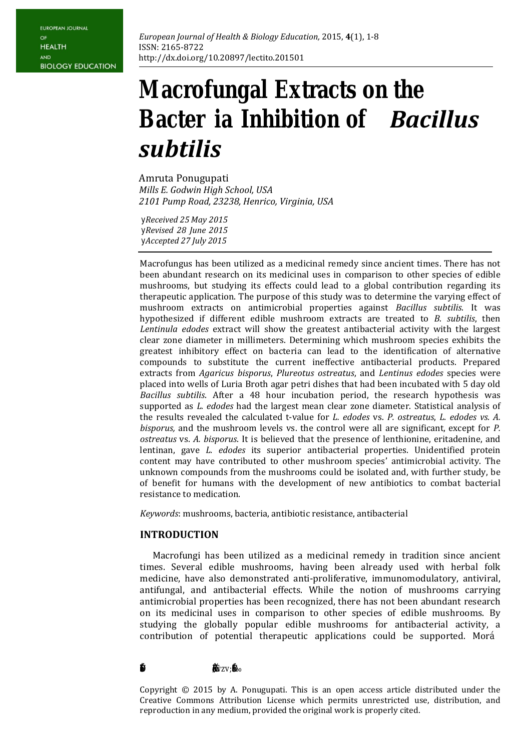# Macrofungal Extracts on the Bacter ia Inhibition of *Bacillus subtilis*

Amruta Ponugupati
*Mills E. Godwin High School, USA*
*2101 Pump Road, 23238, Henrico, Virginia, USA*

*Received 25 May 2015*
*Revised 28 June 2015*
*Accepted 27 July 2015*

Macrofungus has been utilized as a medicinal remedy since ancient times. There has not been abundant research on its medicinal uses in comparison to other species of edible mushrooms, but studying its effects could lead to a global contribution regarding its therapeutic application. The purpose of this study was to determine the varying effect of mushroom extracts on antimicrobial properties against *Bacillus subtilis*. It was hypothesized if different edible mushroom extracts are treated to *B. subtilis*, then *Lentinula edodes* extract will show the greatest antibacterial activity with the largest clear zone diameter in millimeters. Determining which mushroom species exhibits the greatest inhibitory effect on bacteria can lead to the identification of alternative compounds to substitute the current ineffective antibacterial products. Prepared extracts from *Agaricus bisporus*, *Plureotus ostreatus*, and *Lentinus edodes* species were placed into wells of Luria Broth agar petri dishes that had been incubated with 5 day old *Bacillus subtilis*. After a 48 hour incubation period, the research hypothesis was supported as *L. edodes* had the largest mean clear zone diameter. Statistical analysis of the results revealed the calculated t-value for *L. edodes* vs. *P. ostreatus*, *L. edodes vs. A. bisporus,* and the mushroom levels vs. the control were all are significant, except for *P. ostreatus* vs. *A. bisporus*. It is believed that the presence of lenthionine, eritadenine, and lentinan, gave *L. edodes* its superior antibacterial properties. Unidentified protein content may have contributed to other mushroom species' antimicrobial activity. The unknown compounds from the mushrooms could be isolated and, with further study, be of benefit for humans with the development of new antibiotics to combat bacterial resistance to medication.

*Keywords*: mushrooms, bacteria, antibiotic resistance, antibacterial

## INTRODUCTION

Macrofungi has been utilized as a medicinal remedy in tradition since ancient times. Several edible mushrooms, having been already used with herbal folk medicine, have also demonstrated anti-proliferative, immunomodulatory, antiviral, antifungal, and antibacterial effects. While the notion of mushrooms carrying antimicrobial properties has been recognized, there has not been abundant research on its medicinal uses in comparison to other species of edible mushrooms. By studying the globally popular edible mushrooms for antibacterial activity, a contribution of potential therapeutic applications could be supported. Morá

Copyright © 2015 by A. Ponugupati. This is an open access article distributed under the Creative Commons Attribution License which permits unrestricted use, distribution, and reproduction in any medium, provided the original work is properly cited.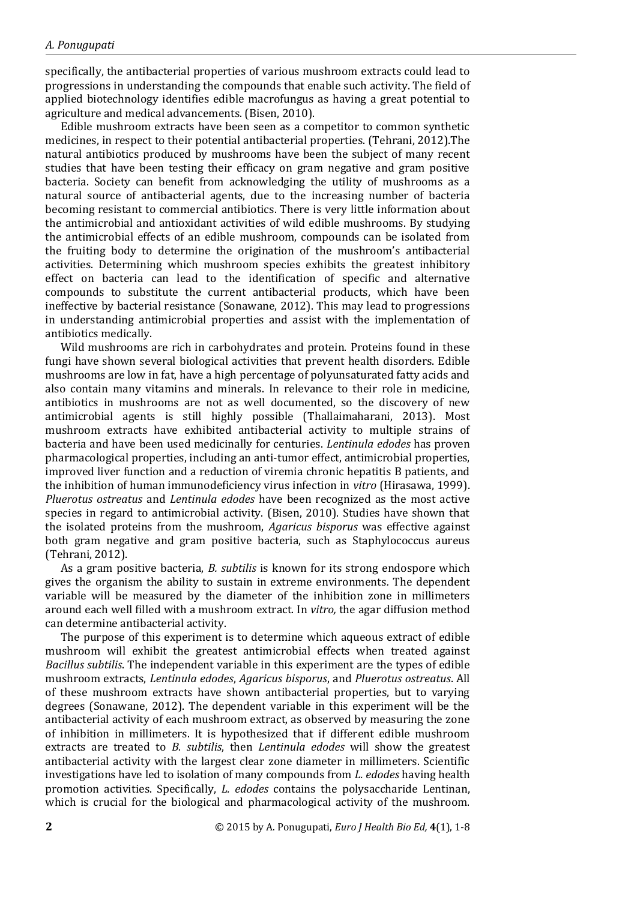specifically, the antibacterial properties of various mushroom extracts could lead to progressions in understanding the compounds that enable such activity. The field of applied biotechnology identifies edible macrofungus as having a great potential to agriculture and medical advancements. (Bisen, 2010).

Edible mushroom extracts have been seen as a competitor to common synthetic medicines, in respect to their potential antibacterial properties. (Tehrani, 2012).The natural antibiotics produced by mushrooms have been the subject of many recent studies that have been testing their efficacy on gram negative and gram positive bacteria. Society can benefit from acknowledging the utility of mushrooms as a natural source of antibacterial agents, due to the increasing number of bacteria becoming resistant to commercial antibiotics. There is very little information about the antimicrobial and antioxidant activities of wild edible mushrooms. By studying the antimicrobial effects of an edible mushroom, compounds can be isolated from the fruiting body to determine the origination of the mushroom's antibacterial activities. Determining which mushroom species exhibits the greatest inhibitory effect on bacteria can lead to the identification of specific and alternative compounds to substitute the current antibacterial products, which have been ineffective by bacterial resistance (Sonawane, 2012). This may lead to progressions in understanding antimicrobial properties and assist with the implementation of antibiotics medically.

Wild mushrooms are rich in carbohydrates and protein. Proteins found in these fungi have shown several biological activities that prevent health disorders. Edible mushrooms are low in fat, have a high percentage of polyunsaturated fatty acids and also contain many vitamins and minerals. In relevance to their role in medicine, antibiotics in mushrooms are not as well documented, so the discovery of new antimicrobial agents is still highly possible (Thallaimaharani, 2013). Most mushroom extracts have exhibited antibacterial activity to multiple strains of bacteria and have been used medicinally for centuries. *Lentinula edodes* has proven pharmacological properties, including an anti-tumor effect, antimicrobial properties, improved liver function and a reduction of viremia chronic hepatitis B patients, and the inhibition of human immunodeficiency virus infection in *vitro* (Hirasawa, 1999). *Pluerotus ostreatus* and *Lentinula edodes* have been recognized as the most active species in regard to antimicrobial activity. (Bisen, 2010). Studies have shown that the isolated proteins from the mushroom, *Agaricus bisporus* was effective against both gram negative and gram positive bacteria, such as Staphylococcus aureus (Tehrani, 2012).

As a gram positive bacteria, *B. subtilis* is known for its strong endospore which gives the organism the ability to sustain in extreme environments. The dependent variable will be measured by the diameter of the inhibition zone in millimeters around each well filled with a mushroom extract. In *vitro,* the agar diffusion method can determine antibacterial activity.

The purpose of this experiment is to determine which aqueous extract of edible mushroom will exhibit the greatest antimicrobial effects when treated against *Bacillus subtilis*. The independent variable in this experiment are the types of edible mushroom extracts, *Lentinula edodes*, *Agaricus bisporus*, and *Pluerotus ostreatus*. All of these mushroom extracts have shown antibacterial properties, but to varying degrees (Sonawane, 2012). The dependent variable in this experiment will be the antibacterial activity of each mushroom extract, as observed by measuring the zone of inhibition in millimeters. It is hypothesized that if different edible mushroom extracts are treated to *B. subtilis*, then *Lentinula edodes* will show the greatest antibacterial activity with the largest clear zone diameter in millimeters. Scientific investigations have led to isolation of many compounds from *L. edodes* having health promotion activities. Specifically, *L. edodes* contains the polysaccharide Lentinan, which is crucial for the biological and pharmacological activity of the mushroom.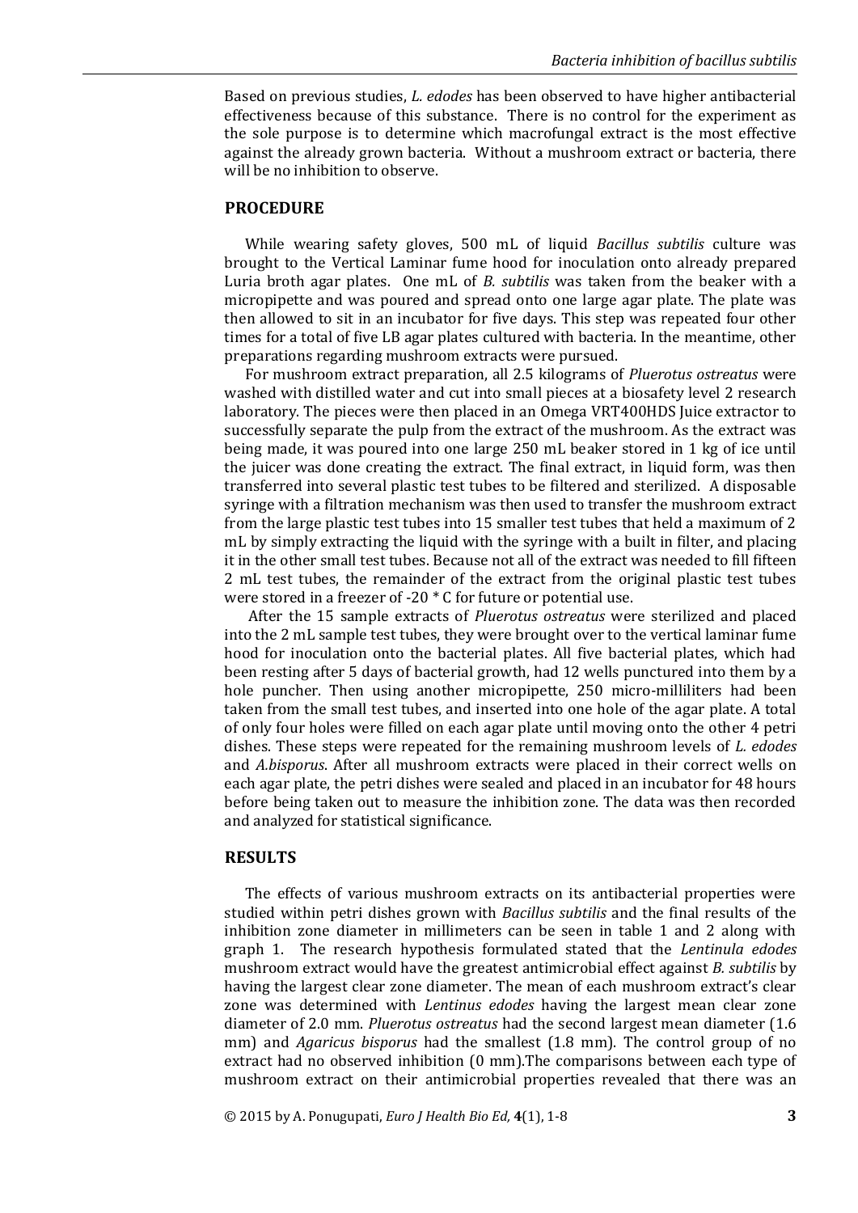Based on previous studies, *L. edodes* has been observed to have higher antibacterial effectiveness because of this substance. There is no control for the experiment as the sole purpose is to determine which macrofungal extract is the most effective against the already grown bacteria. Without a mushroom extract or bacteria, there will be no inhibition to observe.

## PROCEDURE

While wearing safety gloves, 500 mL of liquid *Bacillus subtilis* culture was brought to the Vertical Laminar fume hood for inoculation onto already prepared Luria broth agar plates. One mL of *B. subtilis* was taken from the beaker with a micropipette and was poured and spread onto one large agar plate. The plate was then allowed to sit in an incubator for five days. This step was repeated four other times for a total of five LB agar plates cultured with bacteria. In the meantime, other preparations regarding mushroom extracts were pursued.

For mushroom extract preparation, all 2.5 kilograms of *Pluerotus ostreatus* were washed with distilled water and cut into small pieces at a biosafety level 2 research laboratory. The pieces were then placed in an Omega VRT400HDS Juice extractor to successfully separate the pulp from the extract of the mushroom. As the extract was being made, it was poured into one large 250 mL beaker stored in 1 kg of ice until the juicer was done creating the extract. The final extract, in liquid form, was then transferred into several plastic test tubes to be filtered and sterilized. A disposable syringe with a filtration mechanism was then used to transfer the mushroom extract from the large plastic test tubes into 15 smaller test tubes that held a maximum of 2 mL by simply extracting the liquid with the syringe with a built in filter, and placing it in the other small test tubes. Because not all of the extract was needed to fill fifteen 2 mL test tubes, the remainder of the extract from the original plastic test tubes were stored in a freezer of -20 * C for future or potential use.

After the 15 sample extracts of *Pluerotus ostreatus* were sterilized and placed into the 2 mL sample test tubes, they were brought over to the vertical laminar fume hood for inoculation onto the bacterial plates. All five bacterial plates, which had been resting after 5 days of bacterial growth, had 12 wells punctured into them by a hole puncher. Then using another micropipette, 250 micro-milliliters had been taken from the small test tubes, and inserted into one hole of the agar plate. A total of only four holes were filled on each agar plate until moving onto the other 4 petri dishes. These steps were repeated for the remaining mushroom levels of *L. edodes* and *A.bisporus*. After all mushroom extracts were placed in their correct wells on each agar plate, the petri dishes were sealed and placed in an incubator for 48 hours before being taken out to measure the inhibition zone. The data was then recorded and analyzed for statistical significance.

## RESULTS

The effects of various mushroom extracts on its antibacterial properties were studied within petri dishes grown with *Bacillus subtilis* and the final results of the inhibition zone diameter in millimeters can be seen in table 1 and 2 along with graph 1. The research hypothesis formulated stated that the *Lentinula edodes* mushroom extract would have the greatest antimicrobial effect against *B. subtilis* by having the largest clear zone diameter. The mean of each mushroom extract's clear zone was determined with *Lentinus edodes* having the largest mean clear zone diameter of 2.0 mm. *Pluerotus ostreatus* had the second largest mean diameter (1.6 mm) and *Agaricus bisporus* had the smallest (1.8 mm). The control group of no extract had no observed inhibition (0 mm).The comparisons between each type of mushroom extract on their antimicrobial properties revealed that there was an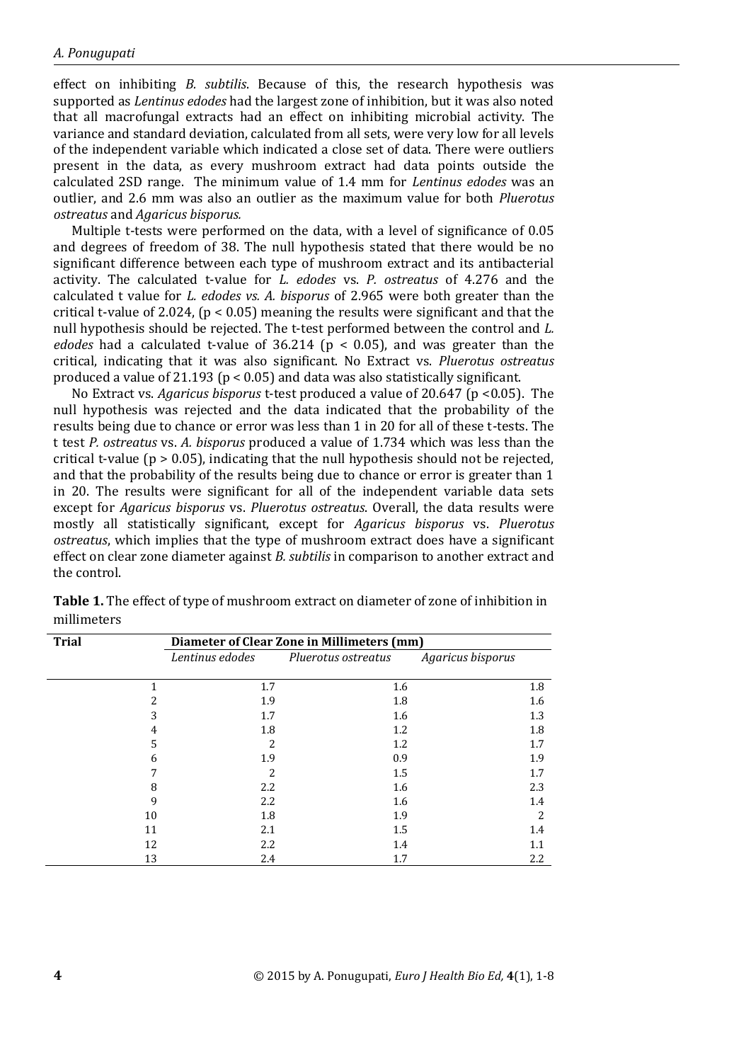effect on inhibiting *B. subtilis*. Because of this, the research hypothesis was supported as *Lentinus edodes* had the largest zone of inhibition, but it was also noted that all macrofungal extracts had an effect on inhibiting microbial activity. The variance and standard deviation, calculated from all sets, were very low for all levels of the independent variable which indicated a close set of data. There were outliers present in the data, as every mushroom extract had data points outside the calculated 2SD range. The minimum value of 1.4 mm for *Lentinus edodes* was an outlier, and 2.6 mm was also an outlier as the maximum value for both *Pluerotus ostreatus* and *Agaricus bisporus.*

Multiple t-tests were performed on the data, with a level of significance of 0.05 and degrees of freedom of 38. The null hypothesis stated that there would be no significant difference between each type of mushroom extract and its antibacterial activity. The calculated t-value for *L. edodes* vs. *P. ostreatus* of 4.276 and the calculated t value for *L. edodes vs. A. bisporus* of 2.965 were both greater than the critical t-value of 2.024, ($p < 0.05$) meaning the results were significant and that the null hypothesis should be rejected. The t-test performed between the control and *L. edodes* had a calculated t-value of 36.214 ($p < 0.05$), and was greater than the critical, indicating that it was also significant. No Extract vs. *Pluerotus ostreatus* produced a value of 21.193 ($p < 0.05$) and data was also statistically significant.

No Extract vs. *Agaricus bisporus* t-test produced a value of 20.647 ($p < 0.05$). The null hypothesis was rejected and the data indicated that the probability of the results being due to chance or error was less than 1 in 20 for all of these t-tests. The t test *P. ostreatus* vs. *A. bisporus* produced a value of 1.734 which was less than the critical t-value ($p > 0.05$), indicating that the null hypothesis should not be rejected, and that the probability of the results being due to chance or error is greater than 1 in 20. The results were significant for all of the independent variable data sets except for *Agaricus bisporus* vs. *Pluerotus ostreatus*. Overall, the data results were mostly all statistically significant, except for *Agaricus bisporus* vs. *Pluerotus ostreatus*, which implies that the type of mushroom extract does have a significant effect on clear zone diameter against *B. subtilis* in comparison to another extract and the control.

**Table 1.** The effect of type of mushroom extract on diameter of zone of inhibition in millimeters

| Trial | Diameter of Clear Zone in Millimeters (mm) | | |
|---|---|---|---|
| | *Lentinus edodes* | *Pluerotus ostreatus* | *Agaricus bisporus* |
| 1 | 1.7 | 1.6 | 1.8 |
| 2 | 1.9 | 1.8 | 1.6 |
| 3 | 1.7 | 1.6 | 1.3 |
| 4 | 1.8 | 1.2 | 1.8 |
| 5 | 2 | 1.2 | 1.7 |
| 6 | 1.9 | 0.9 | 1.9 |
| 7 | 2 | 1.5 | 1.7 |
| 8 | 2.2 | 1.6 | 2.3 |
| 9 | 2.2 | 1.6 | 1.4 |
| 10 | 1.8 | 1.9 | 2 |
| 11 | 2.1 | 1.5 | 1.4 |
| 12 | 2.2 | 1.4 | 1.1 |
| 13 | 2.4 | 1.7 | 2.2 |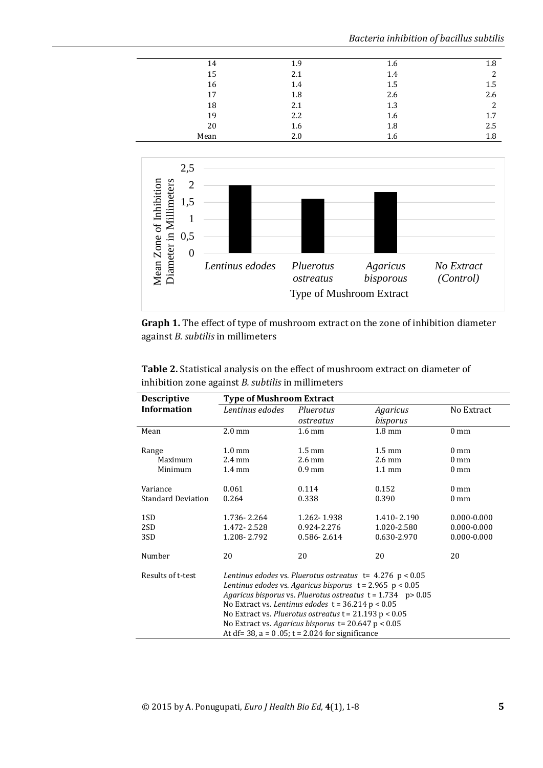| | | | |
|---|---|---|---|
| 14 | 1.9 | 1.6 | 1.8 |
| 15 | 2.1 | 1.4 | 2 |
| 16 | 1.4 | 1.5 | 1.5 |
| 17 | 1.8 | 2.6 | 2.6 |
| 18 | 2.1 | 1.3 | 2 |
| 19 | 2.2 | 1.6 | 1.7 |
| 20 | 1.6 | 1.8 | 2.5 |
| Mean | 2.0 | 1.6 | 1.8 |

**Graph 1.** The effect of type of mushroom extract on the zone of inhibition diameter against *B. subtilis* in millimeters

**Table 2.** Statistical analysis on the effect of mushroom extract on diameter of inhibition zone against *B. subtilis* in millimeters

| Descriptive Information | Type of Mushroom Extract | | | |
|---|---|---|---|---|
| | *Lentinus edodes* | *Pluerotus ostreatus* | *Agaricus bisporus* | No Extract |
| Mean | 2.0 mm | 1.6 mm | 1.8 mm | 0 mm |
| Range | 1.0 mm | 1.5 mm | 1.5 mm | 0 mm |
| Maximum | 2.4 mm | 2.6 mm | 2.6 mm | 0 mm |
| Minimum | 1.4 mm | 0.9 mm | 1.1 mm | 0 mm |
| Variance | 0.061 | 0.114 | 0.152 | 0 mm |
| Standard Deviation | 0.264 | 0.338 | 0.390 | 0 mm |
| 1SD | 1.736- 2.264 | 1.262- 1.938 | 1.410- 2.190 | 0.000-0.000 |
| 2SD | 1.472- 2.528 | 0.924-2.276 | 1.020-2.580 | 0.000-0.000 |
| 3SD | 1.208- 2.792 | 0.586- 2.614 | 0.630-2.970 | 0.000-0.000 |
| Number | 20 | 20 | 20 | 20 |
| Results of t-test | *Lentinus edodes* vs. *Pluerotus ostreatus* $t = 4.276$ $p < 0.05$<br>*Lentinus edodes* vs. *Agaricus bisporus* $t = 2.965$ $p < 0.05$<br>*Agaricus bisporus* vs. *Pluerotus ostreatus* $t = 1.734$ $p > 0.05$<br>No Extract vs. *Lentinus edodes* $t = 36.214$ $p < 0.05$<br>No Extract vs. *Pluerotus ostreatus* $t = 21.193$ $p < 0.05$<br>No Extract vs. *Agaricus bisporus* $t = 20.647$ $p < 0.05$<br>At df= 38, a = 0 .05; $t = 2.024$ for significance | | | |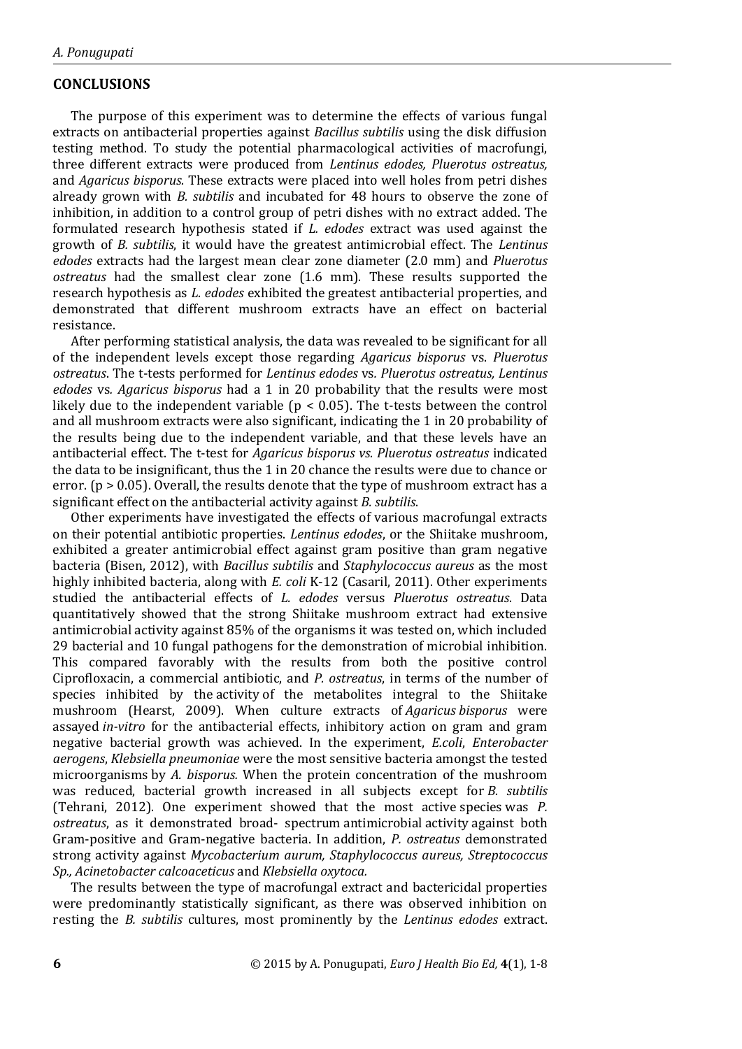## CONCLUSIONS

The purpose of this experiment was to determine the effects of various fungal extracts on antibacterial properties against *Bacillus subtilis* using the disk diffusion testing method. To study the potential pharmacological activities of macrofungi, three different extracts were produced from *Lentinus edodes, Pluerotus ostreatus,* and *Agaricus bisporus*. These extracts were placed into well holes from petri dishes already grown with *B. subtilis* and incubated for 48 hours to observe the zone of inhibition, in addition to a control group of petri dishes with no extract added. The formulated research hypothesis stated if *L. edodes* extract was used against the growth of *B. subtilis*, it would have the greatest antimicrobial effect. The *Lentinus edodes* extracts had the largest mean clear zone diameter (2.0 mm) and *Pluerotus ostreatus* had the smallest clear zone (1.6 mm). These results supported the research hypothesis as *L. edodes* exhibited the greatest antibacterial properties, and demonstrated that different mushroom extracts have an effect on bacterial resistance.

After performing statistical analysis, the data was revealed to be significant for all of the independent levels except those regarding *Agaricus bisporus* vs. *Pluerotus ostreatus*. The t-tests performed for *Lentinus edodes* vs. *Pluerotus ostreatus, Lentinus edodes* vs. *Agaricus bisporus* had a 1 in 20 probability that the results were most likely due to the independent variable ($p < 0.05$). The t-tests between the control and all mushroom extracts were also significant, indicating the 1 in 20 probability of the results being due to the independent variable, and that these levels have an antibacterial effect. The t-test for *Agaricus bisporus vs. Pluerotus ostreatus* indicated the data to be insignificant, thus the 1 in 20 chance the results were due to chance or error. ($p > 0.05$). Overall, the results denote that the type of mushroom extract has a significant effect on the antibacterial activity against *B. subtilis*.

Other experiments have investigated the effects of various macrofungal extracts on their potential antibiotic properties. *Lentinus edodes*, or the Shiitake mushroom, exhibited a greater antimicrobial effect against gram positive than gram negative bacteria (Bisen, 2012), with *Bacillus subtilis* and *Staphylococcus aureus* as the most highly inhibited bacteria, along with *E. coli* K-12 (Casaril, 2011). Other experiments studied the antibacterial effects of *L. edodes* versus *Pluerotus ostreatus*. Data quantitatively showed that the strong Shiitake mushroom extract had extensive antimicrobial activity against 85% of the organisms it was tested on, which included 29 bacterial and 10 fungal pathogens for the demonstration of microbial inhibition. This compared favorably with the results from both the positive control Ciprofloxacin, a commercial antibiotic, and *P. ostreatus*, in terms of the number of species inhibited by the activity of the metabolites integral to the Shiitake mushroom (Hearst, 2009). When culture extracts of *Agaricus bisporus* were assayed *in-vitro* for the antibacterial effects, inhibitory action on gram and gram negative bacterial growth was achieved. In the experiment, *E.coli*, *Enterobacter aerogens*, *Klebsiella pneumoniae* were the most sensitive bacteria amongst the tested microorganisms by *A. bisporus.* When the protein concentration of the mushroom was reduced, bacterial growth increased in all subjects except for *B. subtilis* (Tehrani, 2012). One experiment showed that the most active species was *P. ostreatus*, as it demonstrated broad- spectrum antimicrobial activity against both Gram-positive and Gram-negative bacteria. In addition, *P. ostreatus* demonstrated strong activity against *Mycobacterium aurum, Staphylococcus aureus, Streptococcus Sp., Acinetobacter calcoaceticus* and *Klebsiella oxytoca.*

The results between the type of macrofungal extract and bactericidal properties were predominantly statistically significant, as there was observed inhibition on resting the *B. subtilis* cultures, most prominently by the *Lentinus edodes* extract.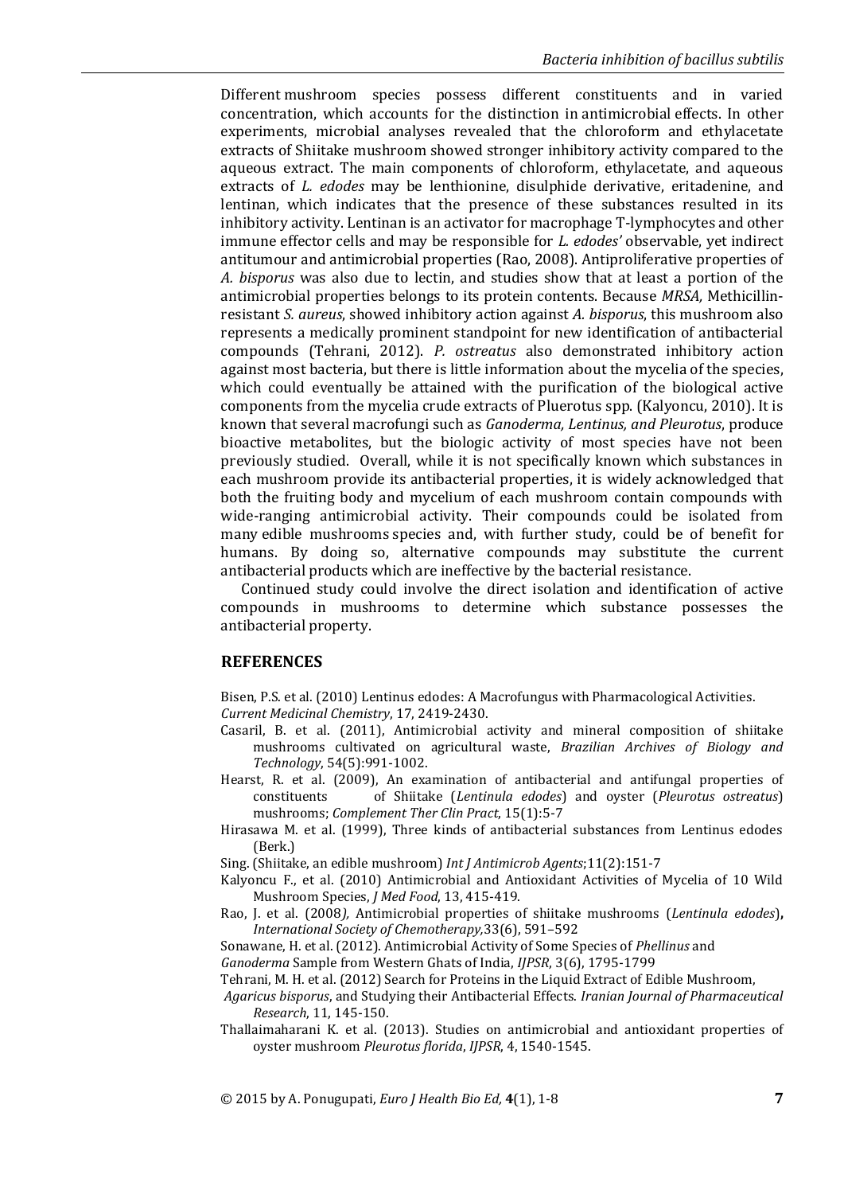Different mushroom species possess different constituents and in varied concentration, which accounts for the distinction in antimicrobial effects. In other experiments, microbial analyses revealed that the chloroform and ethylacetate extracts of Shiitake mushroom showed stronger inhibitory activity compared to the aqueous extract. The main components of chloroform, ethylacetate, and aqueous extracts of *L. edodes* may be lenthionine, disulphide derivative, eritadenine, and lentinan, which indicates that the presence of these substances resulted in its inhibitory activity. Lentinan is an activator for macrophage T-lymphocytes and other immune effector cells and may be responsible for *L. edodes'* observable, yet indirect antitumour and antimicrobial properties (Rao, 2008). Antiproliferative properties of *A. bisporus* was also due to lectin, and studies show that at least a portion of the antimicrobial properties belongs to its protein contents. Because *MRSA,* Methicillin-resistant *S. aureus*, showed inhibitory action against *A. bisporus*, this mushroom also represents a medically prominent standpoint for new identification of antibacterial compounds (Tehrani, 2012). *P. ostreatus* also demonstrated inhibitory action against most bacteria, but there is little information about the mycelia of the species, which could eventually be attained with the purification of the biological active components from the mycelia crude extracts of Pluerotus spp. (Kalyoncu, 2010). It is known that several macrofungi such as *Ganoderma, Lentinus, and Pleurotus*, produce bioactive metabolites, but the biologic activity of most species have not been previously studied. Overall, while it is not specifically known which substances in each mushroom provide its antibacterial properties, it is widely acknowledged that both the fruiting body and mycelium of each mushroom contain compounds with wide-ranging antimicrobial activity. Their compounds could be isolated from many edible mushrooms species and, with further study, could be of benefit for humans. By doing so, alternative compounds may substitute the current antibacterial products which are ineffective by the bacterial resistance.

Continued study could involve the direct isolation and identification of active compounds in mushrooms to determine which substance possesses the antibacterial property.

## REFERENCES

Bisen, P.S. et al. (2010) Lentinus edodes: A Macrofungus with Pharmacological Activities. *Current Medicinal Chemistry*, 17, 2419-2430.

Casaril, B. et al. (2011), Antimicrobial activity and mineral composition of shiitake mushrooms cultivated on agricultural waste, *Brazilian Archives of Biology and Technology*, 54(5):991-1002.

Hearst, R. et al. (2009), An examination of antibacterial and antifungal properties of constituents of Shiitake (*Lentinula edodes*) and oyster (*Pleurotus ostreatus*) mushrooms; *Complement Ther Clin Pract*, 15(1):5-7

Hirasawa M. et al. (1999), Three kinds of antibacterial substances from Lentinus edodes (Berk.)

Sing. (Shiitake, an edible mushroom) *Int J Antimicrob Agents*;11(2):151-7

Kalyoncu F., et al. (2010) Antimicrobial and Antioxidant Activities of Mycelia of 10 Wild Mushroom Species, *J Med Food*, 13, 415-419.

Rao, J. et al. (2008*),* Antimicrobial properties of shiitake mushrooms (*Lentinula edodes*)**,** *International Society of Chemotherapy,*33(6), 591–592

Sonawane, H. et al. (2012). Antimicrobial Activity of Some Species of *Phellinus* and *Ganoderma* Sample from Western Ghats of India, *IJPSR*, 3(6), 1795-1799

Tehrani, M. H. et al. (2012) Search for Proteins in the Liquid Extract of Edible Mushroom, *Agaricus bisporus*, and Studying their Antibacterial Effects. *Iranian Journal of Pharmaceutical Research*, 11, 145-150.

Thallaimaharani K. et al. (2013). Studies on antimicrobial and antioxidant properties of oyster mushroom *Pleurotus florida*, *IJPSR*, 4, 1540-1545.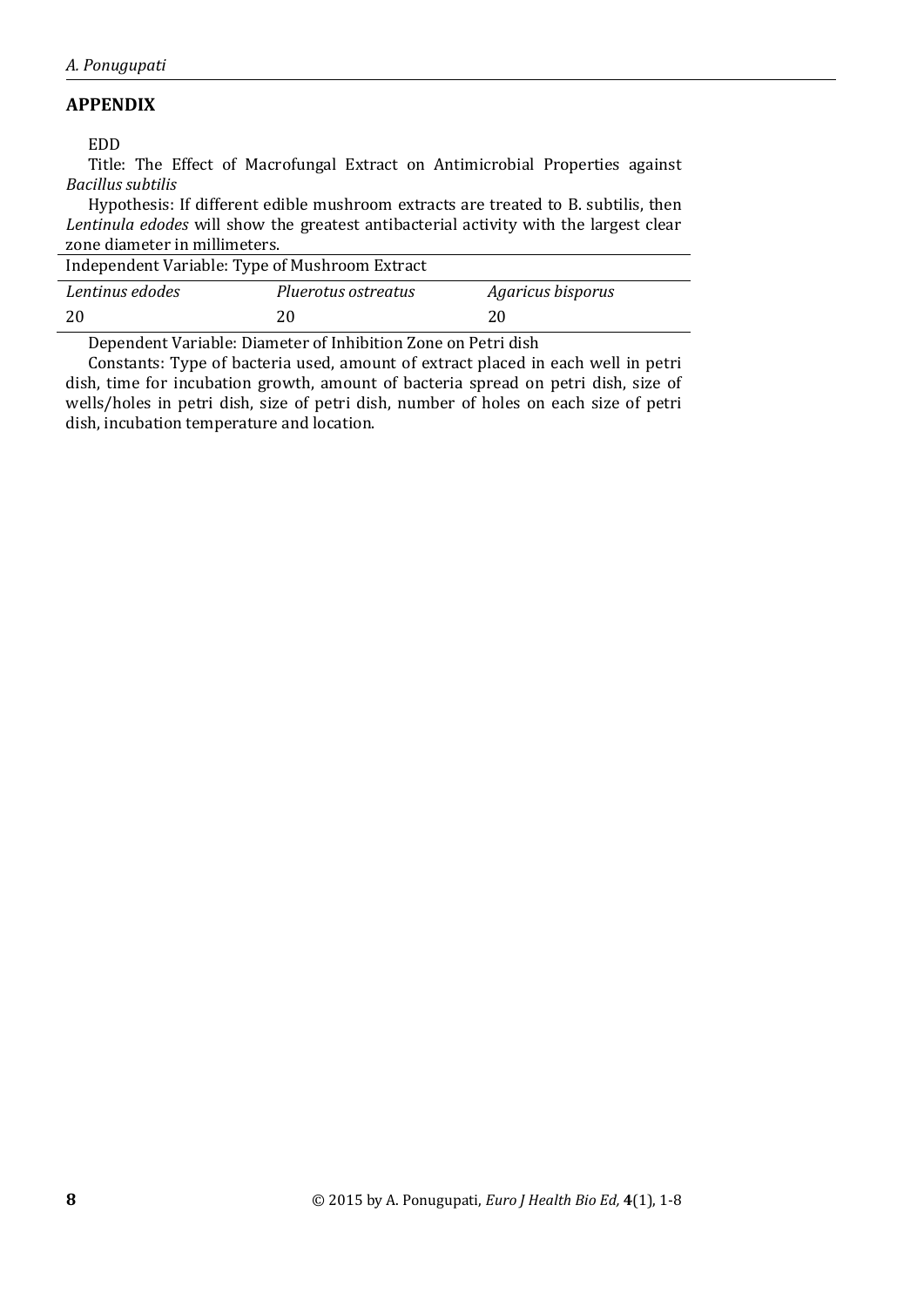## APPENDIX

EDD

Title: The Effect of Macrofungal Extract on Antimicrobial Properties against *Bacillus subtilis*

Hypothesis: If different edible mushroom extracts are treated to B. subtilis, then *Lentinula edodes* will show the greatest antibacterial activity with the largest clear zone diameter in millimeters.

| Independent Variable: Type of Mushroom Extract | | |
|---|---|---|
| *Lentinus edodes* | *Pluerotus ostreatus* | *Agaricus bisporus* |
| 20 | 20 | 20 |

Dependent Variable: Diameter of Inhibition Zone on Petri dish

Constants: Type of bacteria used, amount of extract placed in each well in petri dish, time for incubation growth, amount of bacteria spread on petri dish, size of wells/holes in petri dish, size of petri dish, number of holes on each size of petri dish, incubation temperature and location.